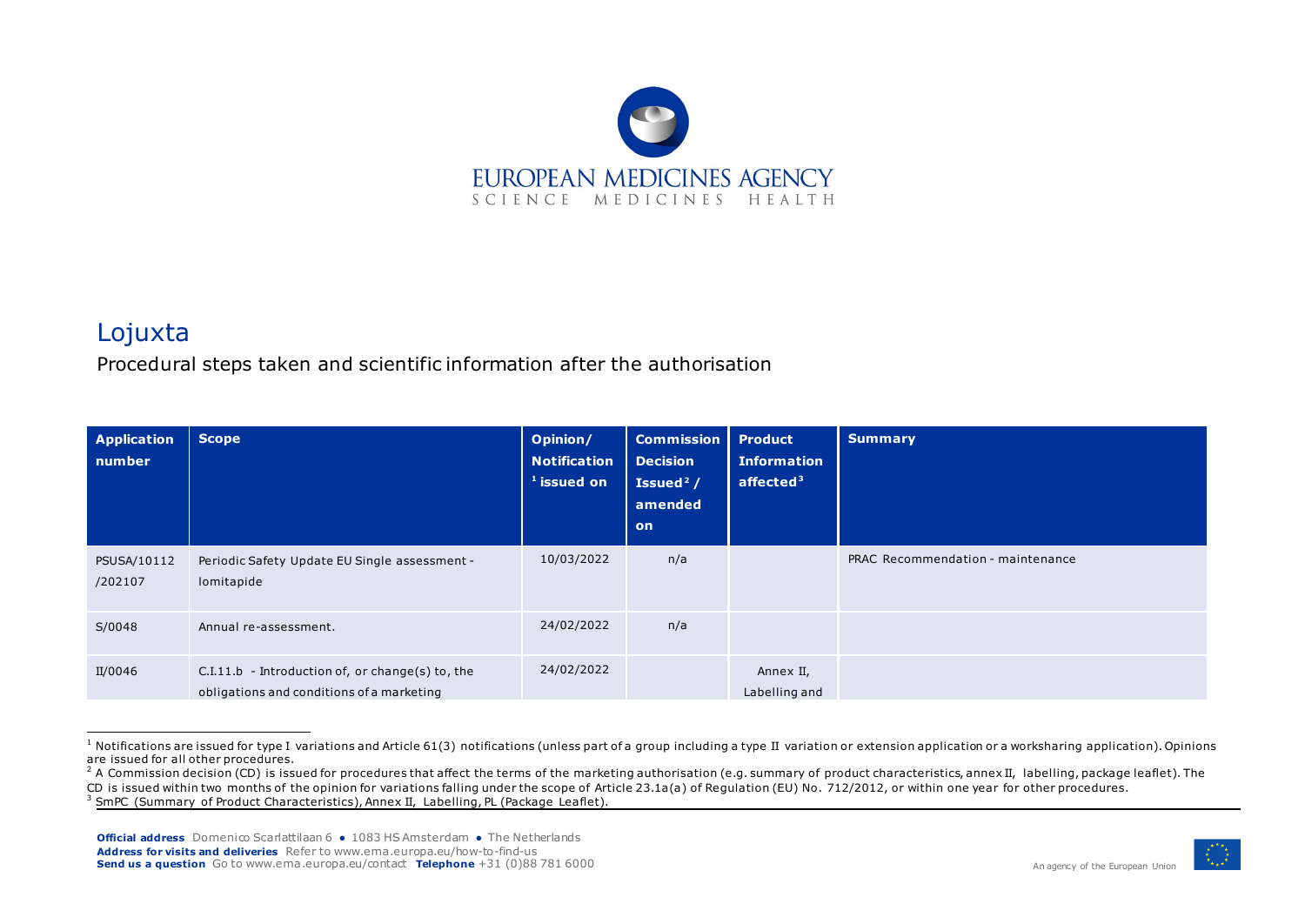EUROPEAN MEDICINES AGENCY
SCIENCE MEDICINES HEALTH

# Lojuxta

## Procedural steps taken and scientific information after the authorisation

| Application number | Scope | Opinion/ Notification[1] issued on | Commission Decision Issued[2] / amended on | Product Information affected[3] | Summary |
|---|---|---|---|---|---|
| PSUSA/10112 /202107 | Periodic Safety Update EU Single assessment - lomitapide | 10/03/2022 | n/a | | PRAC Recommendation - maintenance |
| S/0048 | Annual re-assessment. | 24/02/2022 | n/a | | |
| II/0046 | C.I.11.b - Introduction of, or change(s) to, the obligations and conditions of a marketing | 24/02/2022 | | Annex II, Labelling and | |

[1] Notifications are issued for type I variations and Article 61(3) notifications (unless part of a group including a type II variation or extension application or a worksharing application). Opinions are issued for all other procedures.

[2] A Commission decision (CD) is issued for procedures that affect the terms of the marketing authorisation (e.g. summary of product characteristics, annex II, labelling, package leaflet). The CD is issued within two months of the opinion for variations falling under the scope of Article 23.1a(a) of Regulation (EU) No. 712/2012, or within one year for other procedures.

[3] SmPC (Summary of Product Characteristics), Annex II, Labelling, PL (Package Leaflet).

**Official address** Domenico Scarlattilaan 6 ● 1083 HS Amsterdam ● The Netherlands
**Address for visits and deliveries** Refer to www.ema.europa.eu/how-to-find-us
**Send us a question** Go to www.ema.europa.eu/contact **Telephone** +31 (0)88 781 6000

An agency of the European Union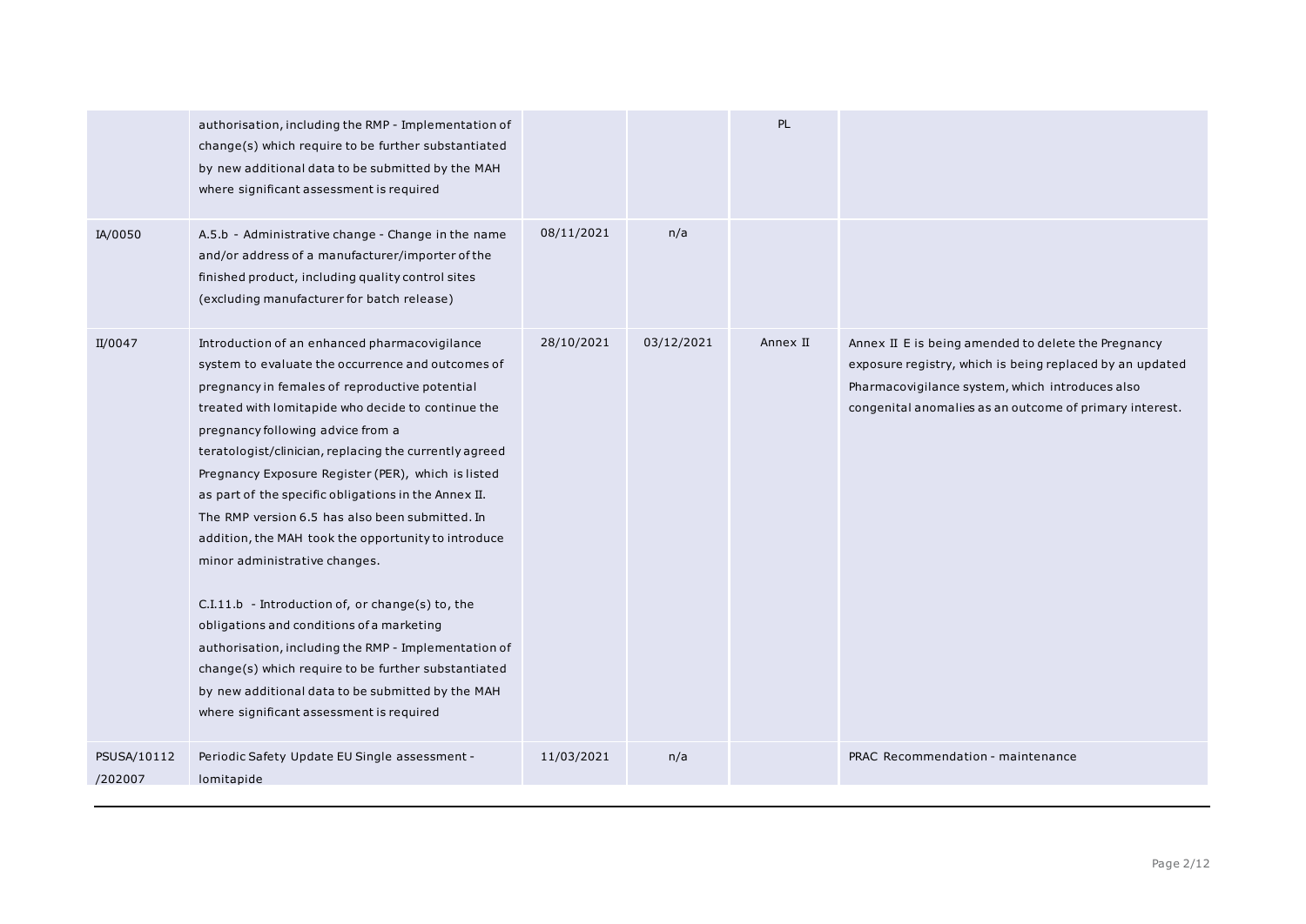| | | | | | |
|---|---|---|---|---|---|
| | authorisation, including the RMP - Implementation of change(s) which require to be further substantiated by new additional data to be submitted by the MAH where significant assessment is required | | | PL | |
| IA/0050 | A.5.b - Administrative change - Change in the name and/or address of a manufacturer/importer of the finished product, including quality control sites (excluding manufacturer for batch release) | 08/11/2021 | n/a | | |
| II/0047 | Introduction of an enhanced pharmacovigilance system to evaluate the occurrence and outcomes of pregnancy in females of reproductive potential treated with lomitapide who decide to continue the pregnancy following advice from a teratologist/clinician, replacing the currently agreed Pregnancy Exposure Register (PER), which is listed as part of the specific obligations in the Annex II. The RMP version 6.5 has also been submitted. In addition, the MAH took the opportunity to introduce minor administrative changes.<br><br>C.I.11.b - Introduction of, or change(s) to, the obligations and conditions of a marketing authorisation, including the RMP - Implementation of change(s) which require to be further substantiated by new additional data to be submitted by the MAH where significant assessment is required | 28/10/2021 | 03/12/2021 | Annex II | Annex II E is being amended to delete the Pregnancy exposure registry, which is being replaced by an updated Pharmacovigilance system, which introduces also congenital anomalies as an outcome of primary interest. |
| PSUSA/10112 /202007 | Periodic Safety Update EU Single assessment - lomitapide | 11/03/2021 | n/a | | PRAC Recommendation - maintenance |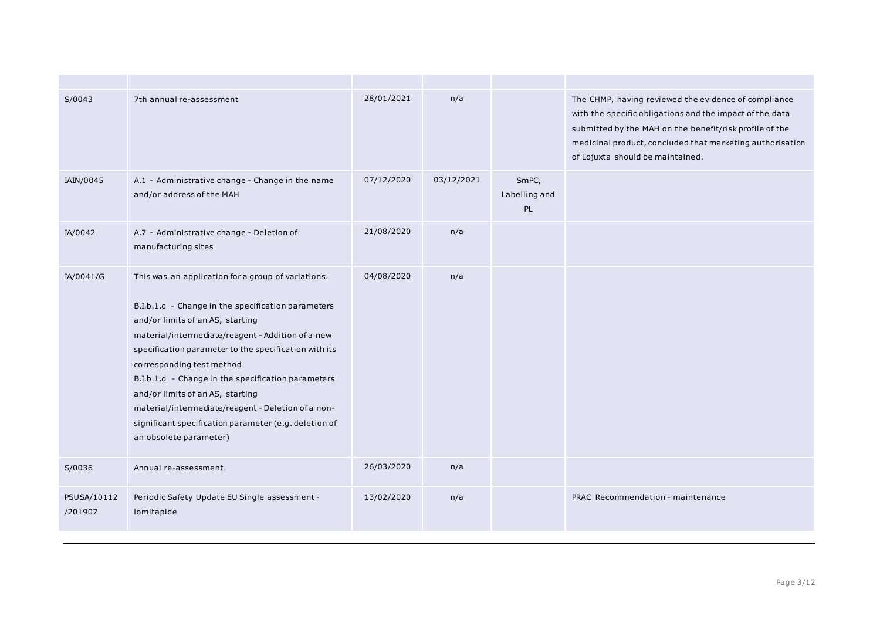| | | | | | |
|---|---|---|---|---|---|
| S/0043 | 7th annual re-assessment | 28/01/2021 | n/a | | The CHMP, having reviewed the evidence of compliance with the specific obligations and the impact of the data submitted by the MAH on the benefit/risk profile of the medicinal product, concluded that marketing authorisation of Lojuxta should be maintained. |
| IAIN/0045 | A.1 - Administrative change - Change in the name and/or address of the MAH | 07/12/2020 | 03/12/2021 | SmPC, Labelling and PL | |
| IA/0042 | A.7 - Administrative change - Deletion of manufacturing sites | 21/08/2020 | n/a | | |
| IA/0041/G | This was an application for a group of variations.<br><br>B.I.b.1.c - Change in the specification parameters and/or limits of an AS, starting material/intermediate/reagent - Addition of a new specification parameter to the specification with its corresponding test method<br>B.I.b.1.d - Change in the specification parameters and/or limits of an AS, starting material/intermediate/reagent - Deletion of a non-significant specification parameter (e.g. deletion of an obsolete parameter) | 04/08/2020 | n/a | | |
| S/0036 | Annual re-assessment. | 26/03/2020 | n/a | | |
| PSUSA/10112 /201907 | Periodic Safety Update EU Single assessment - lomitapide | 13/02/2020 | n/a | | PRAC Recommendation - maintenance |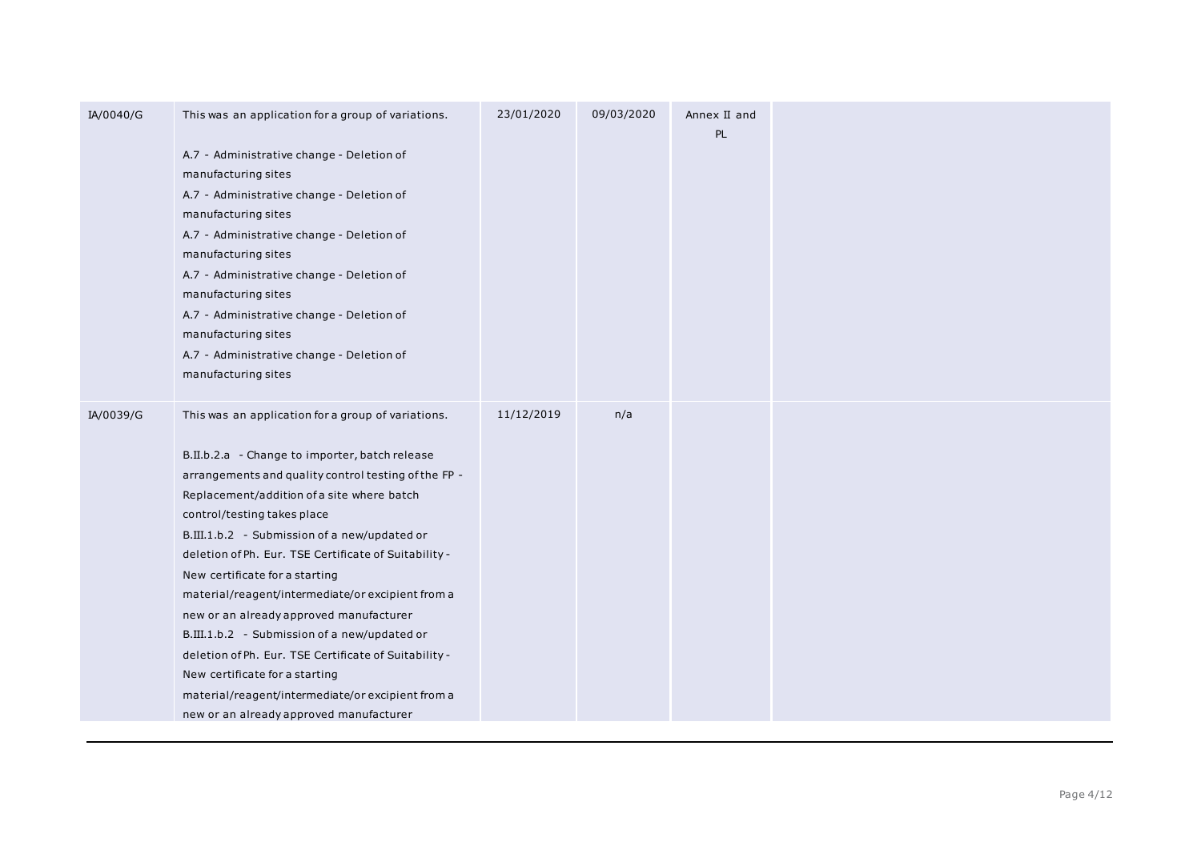| | | | | | |
|---|---|---|---|---|---|
| IA/0040/G | This was an application for a group of variations.<br><br>A.7 - Administrative change - Deletion of manufacturing sites<br>A.7 - Administrative change - Deletion of manufacturing sites<br>A.7 - Administrative change - Deletion of manufacturing sites<br>A.7 - Administrative change - Deletion of manufacturing sites<br>A.7 - Administrative change - Deletion of manufacturing sites<br>A.7 - Administrative change - Deletion of manufacturing sites | 23/01/2020 | 09/03/2020 | Annex II and PL | |
| IA/0039/G | This was an application for a group of variations.<br><br>B.II.b.2.a - Change to importer, batch release arrangements and quality control testing of the FP - Replacement/addition of a site where batch control/testing takes place<br>B.III.1.b.2 - Submission of a new/updated or deletion of Ph. Eur. TSE Certificate of Suitability - New certificate for a starting material/reagent/intermediate/or excipient from a new or an already approved manufacturer<br>B.III.1.b.2 - Submission of a new/updated or deletion of Ph. Eur. TSE Certificate of Suitability - New certificate for a starting material/reagent/intermediate/or excipient from a new or an already approved manufacturer | 11/12/2019 | n/a | | |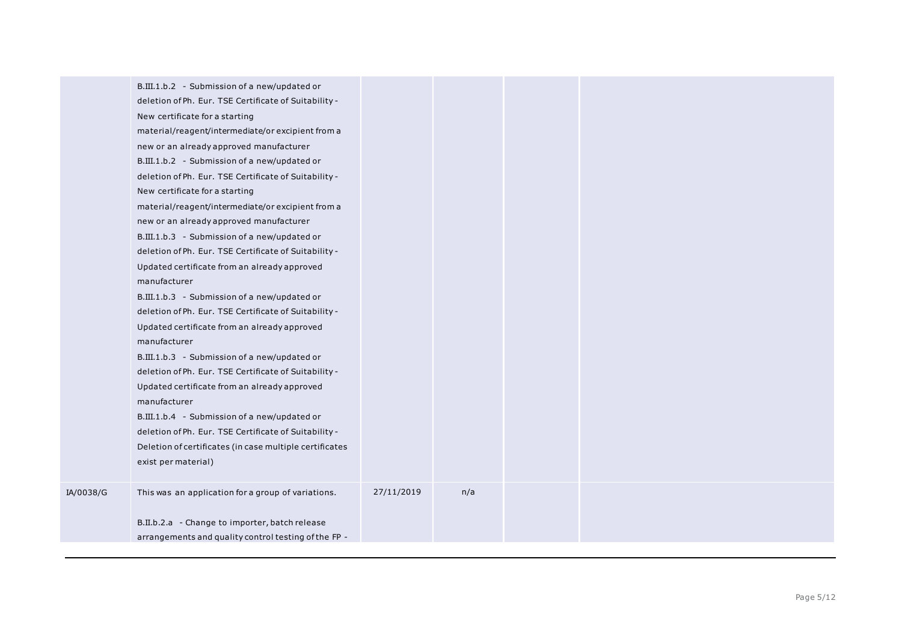| | | | | | |
|---|---|---|---|---|---|
| | B.III.1.b.2 - Submission of a new/updated or deletion of Ph. Eur. TSE Certificate of Suitability - New certificate for a starting material/reagent/intermediate/or excipient from a new or an already approved manufacturer<br>B.III.1.b.2 - Submission of a new/updated or deletion of Ph. Eur. TSE Certificate of Suitability - New certificate for a starting material/reagent/intermediate/or excipient from a new or an already approved manufacturer<br>B.III.1.b.3 - Submission of a new/updated or deletion of Ph. Eur. TSE Certificate of Suitability - Updated certificate from an already approved manufacturer<br>B.III.1.b.3 - Submission of a new/updated or deletion of Ph. Eur. TSE Certificate of Suitability - Updated certificate from an already approved manufacturer<br>B.III.1.b.3 - Submission of a new/updated or deletion of Ph. Eur. TSE Certificate of Suitability - Updated certificate from an already approved manufacturer<br>B.III.1.b.4 - Submission of a new/updated or deletion of Ph. Eur. TSE Certificate of Suitability - Deletion of certificates (in case multiple certificates exist per material) | | | | |
| IA/0038/G | This was an application for a group of variations.<br><br>B.II.b.2.a - Change to importer, batch release arrangements and quality control testing of the FP - | 27/11/2019 | n/a | | |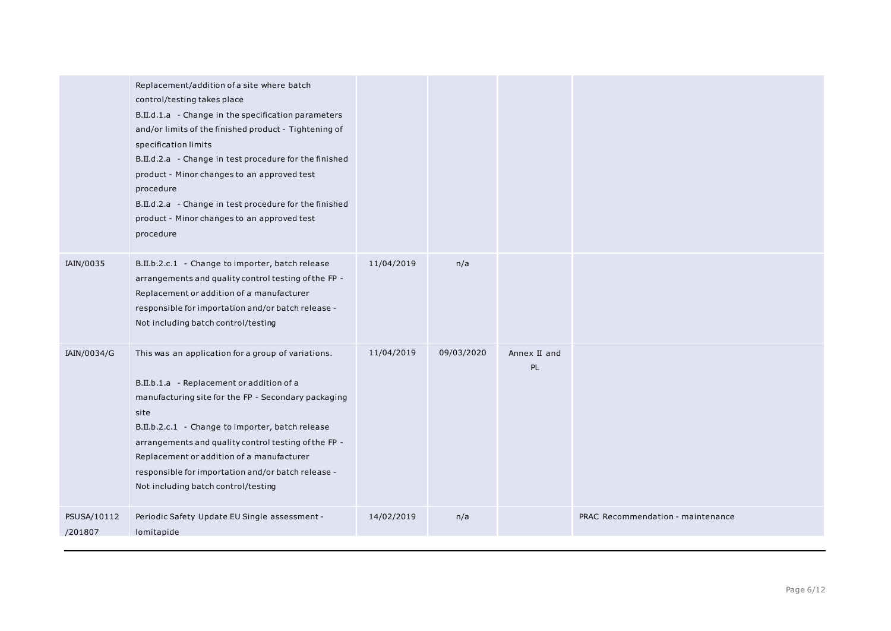| | | | | | |
|---|---|---|---|---|---|
| | Replacement/addition of a site where batch control/testing takes place<br>B.II.d.1.a - Change in the specification parameters and/or limits of the finished product - Tightening of specification limits<br>B.II.d.2.a - Change in test procedure for the finished product - Minor changes to an approved test procedure<br>B.II.d.2.a - Change in test procedure for the finished product - Minor changes to an approved test procedure | | | | |
| IAIN/0035 | B.II.b.2.c.1 - Change to importer, batch release arrangements and quality control testing of the FP - Replacement or addition of a manufacturer responsible for importation and/or batch release - Not including batch control/testing | 11/04/2019 | n/a | | |
| IAIN/0034/G | This was an application for a group of variations.<br><br>B.II.b.1.a - Replacement or addition of a manufacturing site for the FP - Secondary packaging site<br>B.II.b.2.c.1 - Change to importer, batch release arrangements and quality control testing of the FP - Replacement or addition of a manufacturer responsible for importation and/or batch release - Not including batch control/testing | 11/04/2019 | 09/03/2020 | Annex II and PL | |
| PSUSA/10112 /201807 | Periodic Safety Update EU Single assessment - lomitapide | 14/02/2019 | n/a | | PRAC Recommendation - maintenance |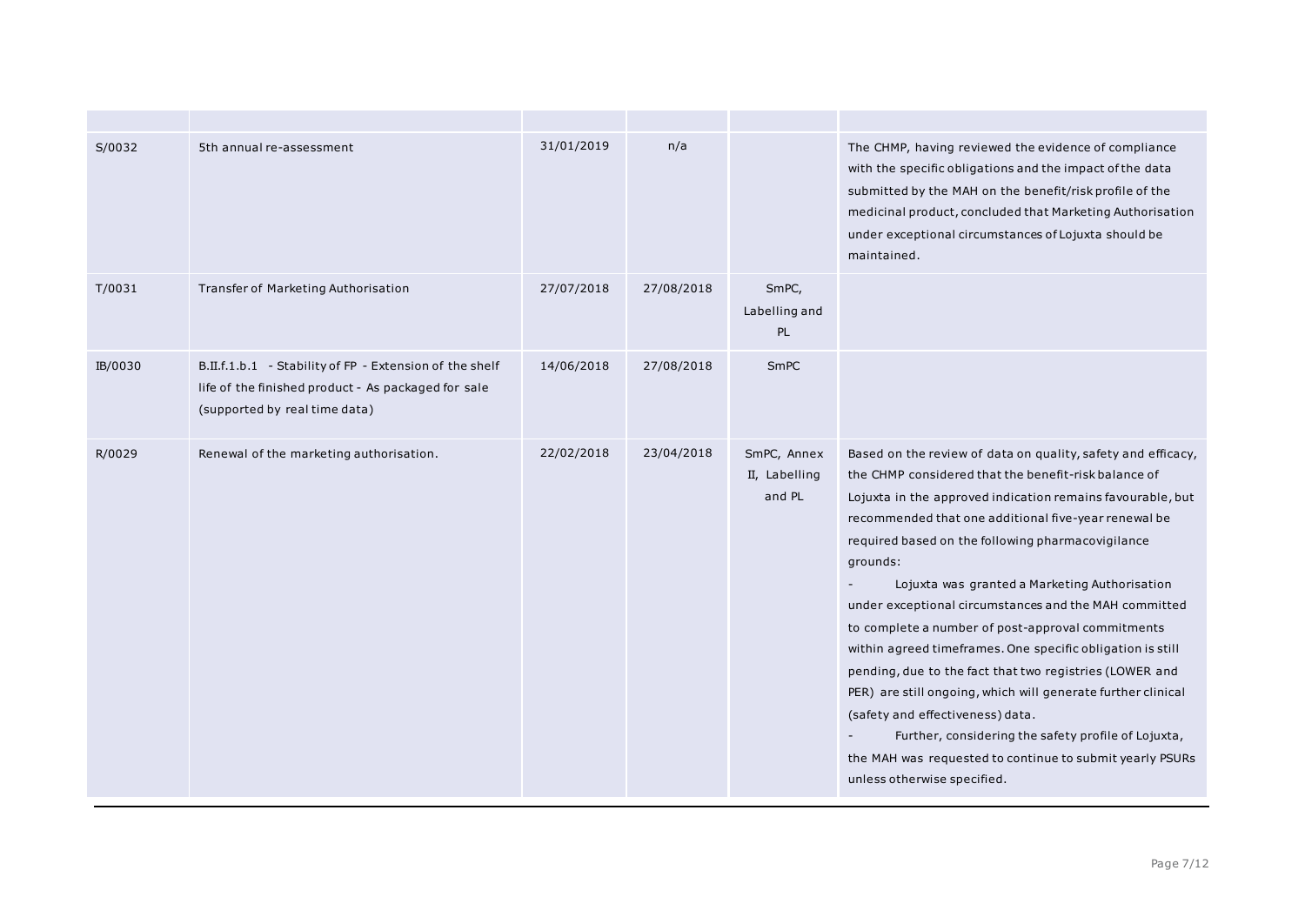| | | | | | |
|---|---|---|---|---|---|
| S/0032 | 5th annual re-assessment | 31/01/2019 | n/a | | The CHMP, having reviewed the evidence of compliance with the specific obligations and the impact of the data submitted by the MAH on the benefit/risk profile of the medicinal product, concluded that Marketing Authorisation under exceptional circumstances of Lojuxta should be maintained. |
| T/0031 | Transfer of Marketing Authorisation | 27/07/2018 | 27/08/2018 | SmPC, Labelling and PL | |
| IB/0030 | B.II.f.1.b.1 - Stability of FP - Extension of the shelf life of the finished product - As packaged for sale (supported by real time data) | 14/06/2018 | 27/08/2018 | SmPC | |
| R/0029 | Renewal of the marketing authorisation. | 22/02/2018 | 23/04/2018 | SmPC, Annex II, Labelling and PL | Based on the review of data on quality, safety and efficacy, the CHMP considered that the benefit-risk balance of Lojuxta in the approved indication remains favourable, but recommended that one additional five-year renewal be required based on the following pharmacovigilance grounds:<br>- Lojuxta was granted a Marketing Authorisation under exceptional circumstances and the MAH committed to complete a number of post-approval commitments within agreed timeframes. One specific obligation is still pending, due to the fact that two registries (LOWER and PER) are still ongoing, which will generate further clinical (safety and effectiveness) data.<br>- Further, considering the safety profile of Lojuxta, the MAH was requested to continue to submit yearly PSURs unless otherwise specified. |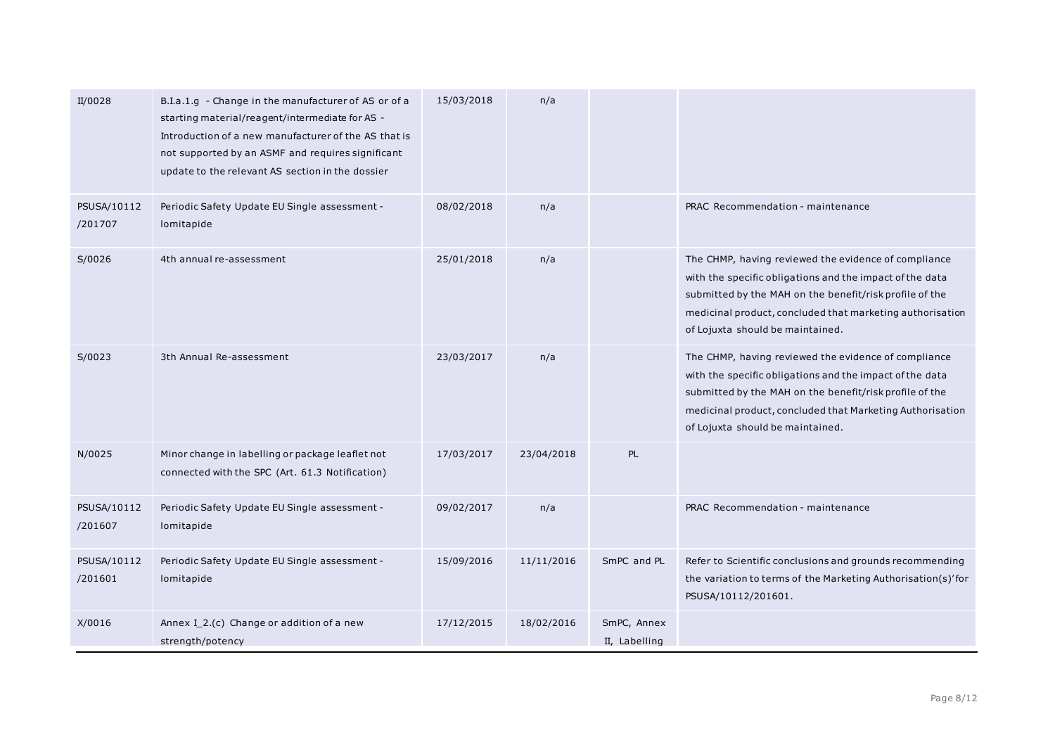| | | | | | |
|---|---|---|---|---|---|
| II/0028 | B.I.a.1.g - Change in the manufacturer of AS or of a starting material/reagent/intermediate for AS - Introduction of a new manufacturer of the AS that is not supported by an ASMF and requires significant update to the relevant AS section in the dossier | 15/03/2018 | n/a | | |
| PSUSA/10112 /201707 | Periodic Safety Update EU Single assessment - lomitapide | 08/02/2018 | n/a | | PRAC Recommendation - maintenance |
| S/0026 | 4th annual re-assessment | 25/01/2018 | n/a | | The CHMP, having reviewed the evidence of compliance with the specific obligations and the impact of the data submitted by the MAH on the benefit/risk profile of the medicinal product, concluded that marketing authorisation of Lojuxta should be maintained. |
| S/0023 | 3th Annual Re-assessment | 23/03/2017 | n/a | | The CHMP, having reviewed the evidence of compliance with the specific obligations and the impact of the data submitted by the MAH on the benefit/risk profile of the medicinal product, concluded that Marketing Authorisation of Lojuxta should be maintained. |
| N/0025 | Minor change in labelling or package leaflet not connected with the SPC (Art. 61.3 Notification) | 17/03/2017 | 23/04/2018 | PL | |
| PSUSA/10112 /201607 | Periodic Safety Update EU Single assessment - lomitapide | 09/02/2017 | n/a | | PRAC Recommendation - maintenance |
| PSUSA/10112 /201601 | Periodic Safety Update EU Single assessment - lomitapide | 15/09/2016 | 11/11/2016 | SmPC and PL | Refer to Scientific conclusions and grounds recommending the variation to terms of the Marketing Authorisation(s)' for PSUSA/10112/201601. |
| X/0016 | Annex I_2.(c) Change or addition of a new strength/potency | 17/12/2015 | 18/02/2016 | SmPC, Annex II, Labelling | |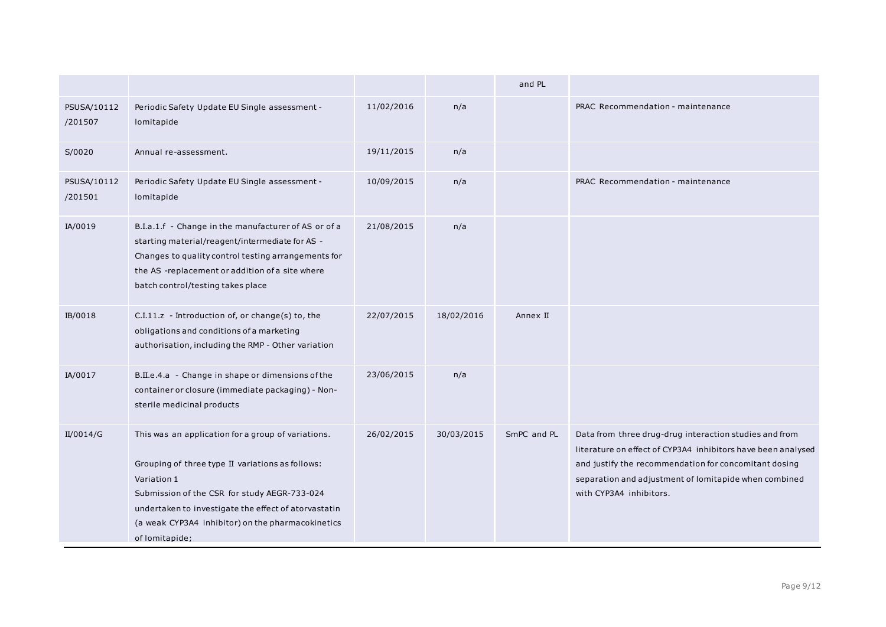| | | | | and PL | |
|---|---|---|---|---|---|
| PSUSA/10112 /201507 | Periodic Safety Update EU Single assessment - lomitapide | 11/02/2016 | n/a | | PRAC Recommendation - maintenance |
| S/0020 | Annual re-assessment. | 19/11/2015 | n/a | | |
| PSUSA/10112 /201501 | Periodic Safety Update EU Single assessment - lomitapide | 10/09/2015 | n/a | | PRAC Recommendation - maintenance |
| IA/0019 | B.I.a.1.f - Change in the manufacturer of AS or of a starting material/reagent/intermediate for AS - Changes to quality control testing arrangements for the AS -replacement or addition of a site where batch control/testing takes place | 21/08/2015 | n/a | | |
| IB/0018 | C.I.11.z - Introduction of, or change(s) to, the obligations and conditions of a marketing authorisation, including the RMP - Other variation | 22/07/2015 | 18/02/2016 | Annex II | |
| IA/0017 | B.II.e.4.a - Change in shape or dimensions of the container or closure (immediate packaging) - Non-sterile medicinal products | 23/06/2015 | n/a | | |
| II/0014/G | This was an application for a group of variations.<br><br>Grouping of three type II variations as follows:<br>Variation 1<br>Submission of the CSR for study AEGR-733-024 undertaken to investigate the effect of atorvastatin (a weak CYP3A4 inhibitor) on the pharmacokinetics of lomitapide; | 26/02/2015 | 30/03/2015 | SmPC and PL | Data from three drug-drug interaction studies and from literature on effect of CYP3A4 inhibitors have been analysed and justify the recommendation for concomitant dosing separation and adjustment of lomitapide when combined with CYP3A4 inhibitors. |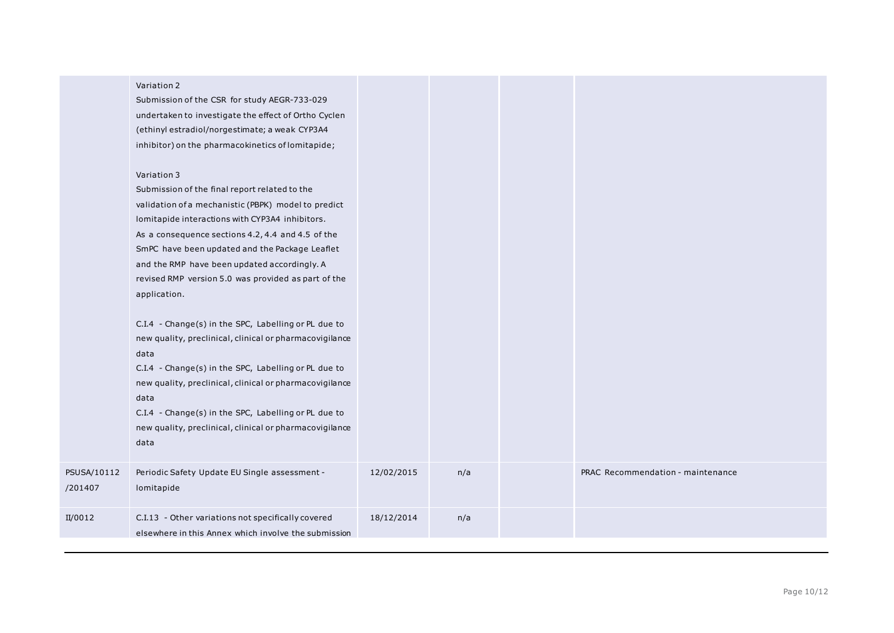| | | | | | |
|---|---|---|---|---|---|
| | Variation 2<br>Submission of the CSR for study AEGR-733-029 undertaken to investigate the effect of Ortho Cyclen (ethinyl estradiol/norgestimate; a weak CYP3A4 inhibitor) on the pharmacokinetics of lomitapide;<br><br>Variation 3<br>Submission of the final report related to the validation of a mechanistic (PBPK) model to predict lomitapide interactions with CYP3A4 inhibitors.<br>As a consequence sections 4.2, 4.4 and 4.5 of the SmPC have been updated and the Package Leaflet and the RMP have been updated accordingly. A revised RMP version 5.0 was provided as part of the application.<br><br>C.I.4 - Change(s) in the SPC, Labelling or PL due to new quality, preclinical, clinical or pharmacovigilance data<br>C.I.4 - Change(s) in the SPC, Labelling or PL due to new quality, preclinical, clinical or pharmacovigilance data<br>C.I.4 - Change(s) in the SPC, Labelling or PL due to new quality, preclinical, clinical or pharmacovigilance data | | | | |
| PSUSA/10112 /201407 | Periodic Safety Update EU Single assessment - lomitapide | 12/02/2015 | n/a | | PRAC Recommendation - maintenance |
| II/0012 | C.I.13 - Other variations not specifically covered elsewhere in this Annex which involve the submission | 18/12/2014 | n/a | | |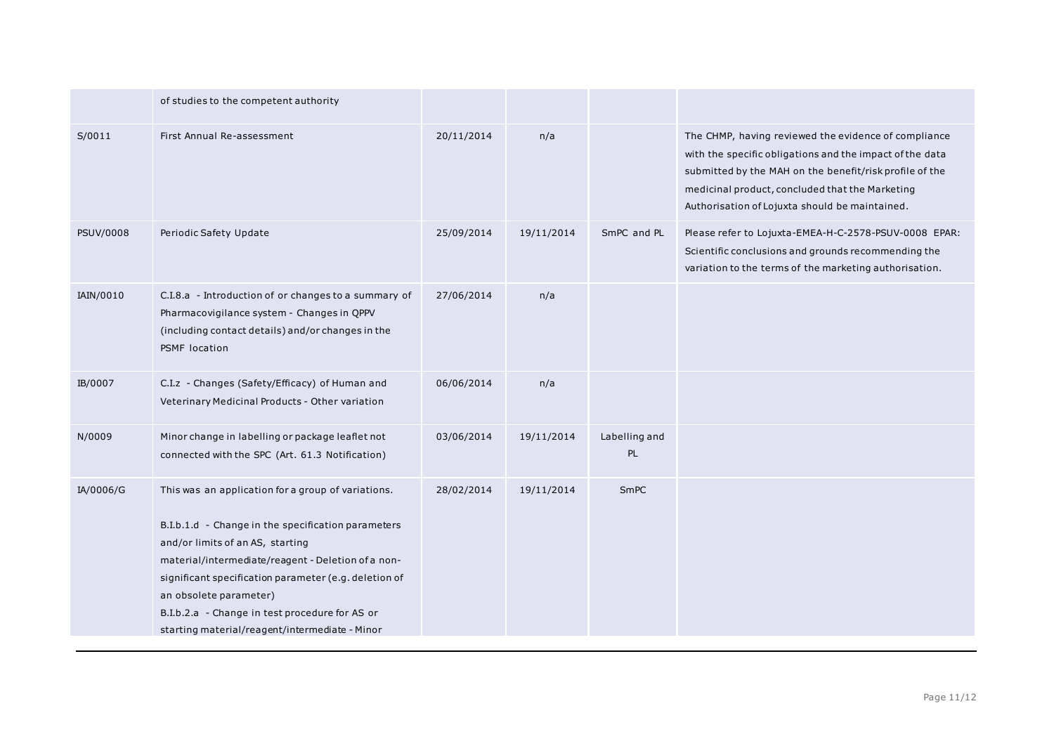| | | | | | |
|---|---|---|---|---|---|
| | of studies to the competent authority | | | | |
| S/0011 | First Annual Re-assessment | 20/11/2014 | n/a | | The CHMP, having reviewed the evidence of compliance with the specific obligations and the impact of the data submitted by the MAH on the benefit/risk profile of the medicinal product, concluded that the Marketing Authorisation of Lojuxta should be maintained. |
| PSUV/0008 | Periodic Safety Update | 25/09/2014 | 19/11/2014 | SmPC and PL | Please refer to Lojuxta-EMEA-H-C-2578-PSUV-0008 EPAR: Scientific conclusions and grounds recommending the variation to the terms of the marketing authorisation. |
| IAIN/0010 | C.I.8.a - Introduction of or changes to a summary of Pharmacovigilance system - Changes in QPPV (including contact details) and/or changes in the PSMF location | 27/06/2014 | n/a | | |
| IB/0007 | C.I.z - Changes (Safety/Efficacy) of Human and Veterinary Medicinal Products - Other variation | 06/06/2014 | n/a | | |
| N/0009 | Minor change in labelling or package leaflet not connected with the SPC (Art. 61.3 Notification) | 03/06/2014 | 19/11/2014 | Labelling and PL | |
| IA/0006/G | This was an application for a group of variations.<br><br>B.I.b.1.d - Change in the specification parameters and/or limits of an AS, starting material/intermediate/reagent - Deletion of a non-significant specification parameter (e.g. deletion of an obsolete parameter)<br>B.I.b.2.a - Change in test procedure for AS or starting material/reagent/intermediate - Minor | 28/02/2014 | 19/11/2014 | SmPC | |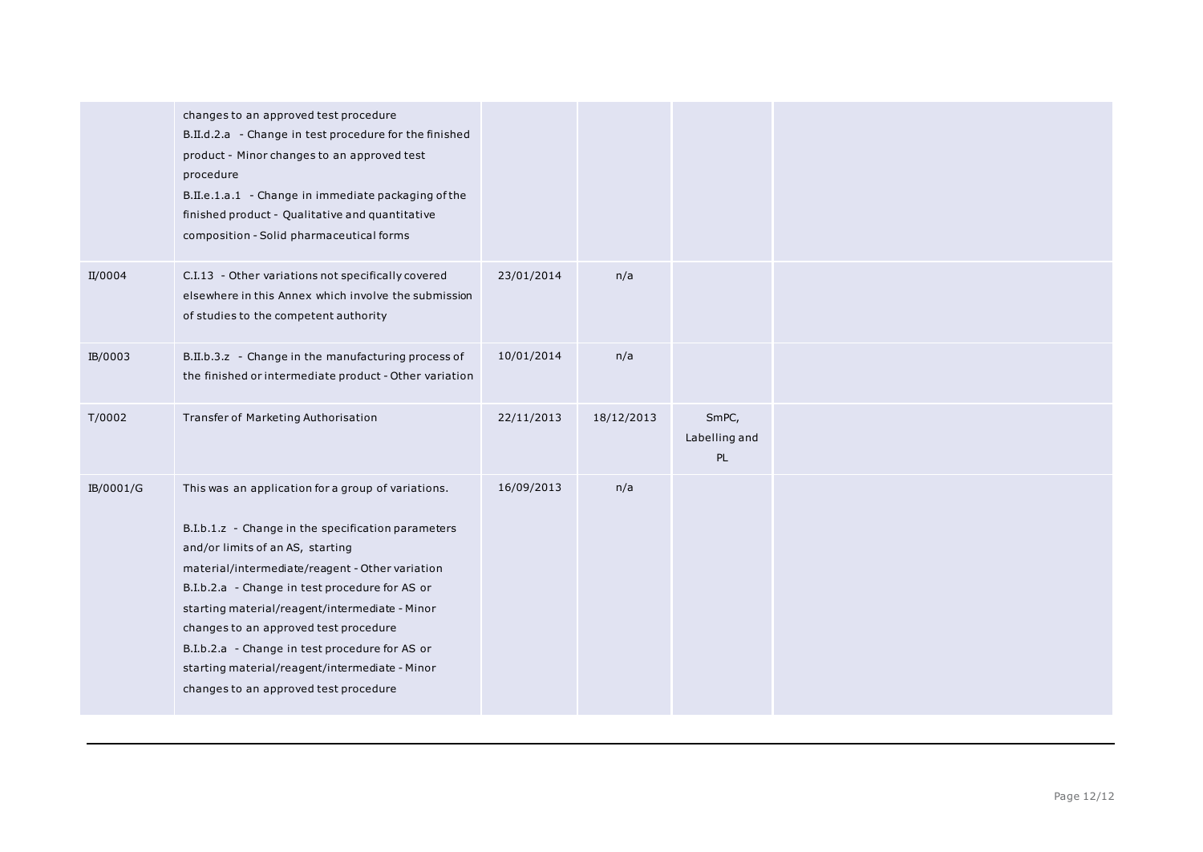| | | | | | |
|---|---|---|---|---|---|
| | changes to an approved test procedure<br>B.II.d.2.a - Change in test procedure for the finished product - Minor changes to an approved test procedure<br>B.II.e.1.a.1 - Change in immediate packaging of the finished product - Qualitative and quantitative composition - Solid pharmaceutical forms | | | | |
| II/0004 | C.I.13 - Other variations not specifically covered elsewhere in this Annex which involve the submission of studies to the competent authority | 23/01/2014 | n/a | | |
| IB/0003 | B.II.b.3.z - Change in the manufacturing process of the finished or intermediate product - Other variation | 10/01/2014 | n/a | | |
| T/0002 | Transfer of Marketing Authorisation | 22/11/2013 | 18/12/2013 | SmPC, Labelling and PL | |
| IB/0001/G | This was an application for a group of variations.<br><br>B.I.b.1.z - Change in the specification parameters and/or limits of an AS, starting material/intermediate/reagent - Other variation<br>B.I.b.2.a - Change in test procedure for AS or starting material/reagent/intermediate - Minor changes to an approved test procedure<br>B.I.b.2.a - Change in test procedure for AS or starting material/reagent/intermediate - Minor changes to an approved test procedure | 16/09/2013 | n/a | | |